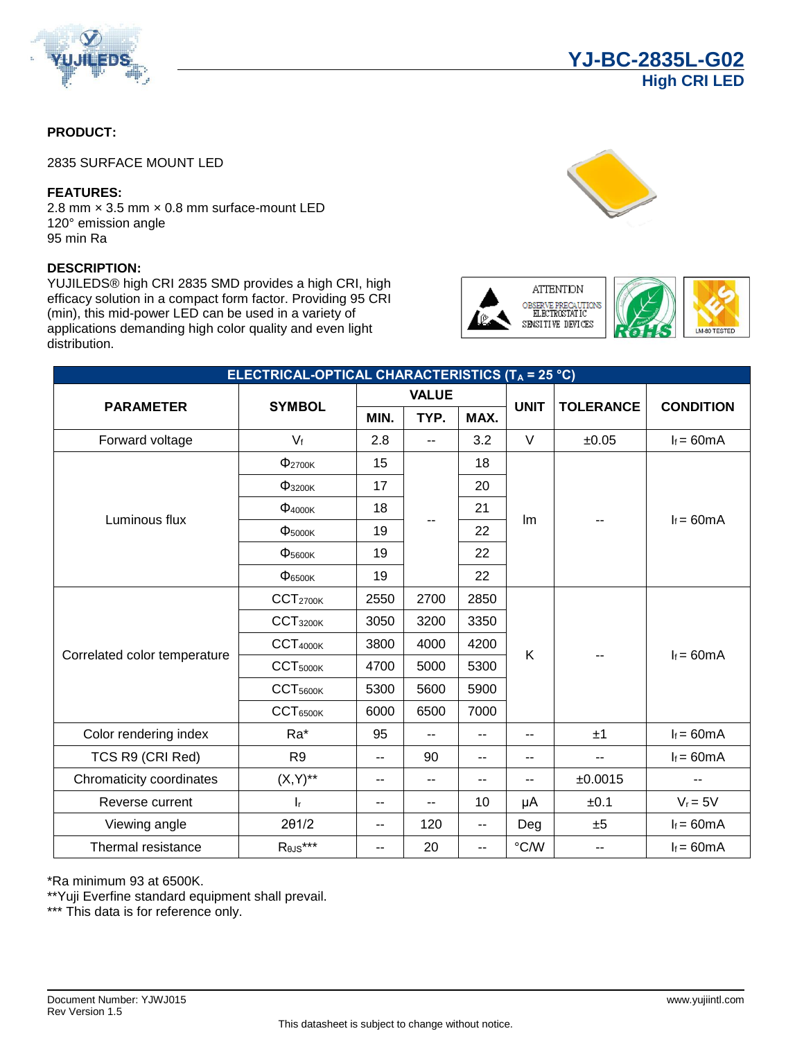# YJ-BC-2835L-G02

## High CRI LED

**PRODUCT:**

2835 SURFACE MOUNT LED

**FEATURES:**

2.8 mm × 3.5 mm × 0.8 mm surface-mount LED
120° emission angle
95 min Ra

**DESCRIPTION:**

YUJILEDS® high CRI 2835 SMD provides a high CRI, high efficacy solution in a compact form factor. Providing 95 CRI (min), this mid-power LED can be used in a variety of applications demanding high color quality and even light distribution.

ATTENTION
OBSERVE PRECAUTIONS
ELECTROSTATIC
SENSITIVE DEVICES

RoHS

LM-80 TESTED

| ELECTRICAL-OPTICAL CHARACTERISTICS ($T_A$ = 25 °C) | | | | | | | |
|---|---|---|---|---|---|---|---|
| PARAMETER | SYMBOL | VALUE | | | UNIT | TOLERANCE | CONDITION |
| | | MIN. | TYP. | MAX. | | | |
| Forward voltage | $V_f$ | 2.8 | -- | 3.2 | V | ±0.05 | $I_f$ = 60mA |
| Luminous flux | $\Phi_{2700K}$ | 15 | -- | 18 | lm | -- | $I_f$ = 60mA |
| | $\Phi_{3200K}$ | 17 | | 20 | | | |
| | $\Phi_{4000K}$ | 18 | | 21 | | | |
| | $\Phi_{5000K}$ | 19 | | 22 | | | |
| | $\Phi_{5600K}$ | 19 | | 22 | | | |
| | $\Phi_{6500K}$ | 19 | | 22 | | | |
| Correlated color temperature | $CCT_{2700K}$ | 2550 | 2700 | 2850 | K | -- | $I_f$ = 60mA |
| | $CCT_{3200K}$ | 3050 | 3200 | 3350 | | | |
| | $CCT_{4000K}$ | 3800 | 4000 | 4200 | | | |
| | $CCT_{5000K}$ | 4700 | 5000 | 5300 | | | |
| | $CCT_{5600K}$ | 5300 | 5600 | 5900 | | | |
| | $CCT_{6500K}$ | 6000 | 6500 | 7000 | | | |
| Color rendering index | Ra* | 95 | -- | -- | -- | ±1 | $I_f$ = 60mA |
| TCS R9 (CRI Red) | R9 | -- | 90 | -- | -- | -- | $I_f$ = 60mA |
| Chromaticity coordinates | (X,Y)** | -- | -- | -- | -- | ±0.0015 | -- |
| Reverse current | $I_r$ | -- | -- | 10 | μA | ±0.1 | $V_r$ = 5V |
| Viewing angle | 2θ1/2 | -- | 120 | -- | Deg | ±5 | $I_f$ = 60mA |
| Thermal resistance | $R_{\theta JS}$*** | -- | 20 | -- | °C/W | -- | $I_f$ = 60mA |

*Ra minimum 93 at 6500K.
**Yuji Everfine standard equipment shall prevail.
*** This data is for reference only.

Document Number: YJWJ015
Rev Version 1.5

www.yujiintl.com

This datasheet is subject to change without notice.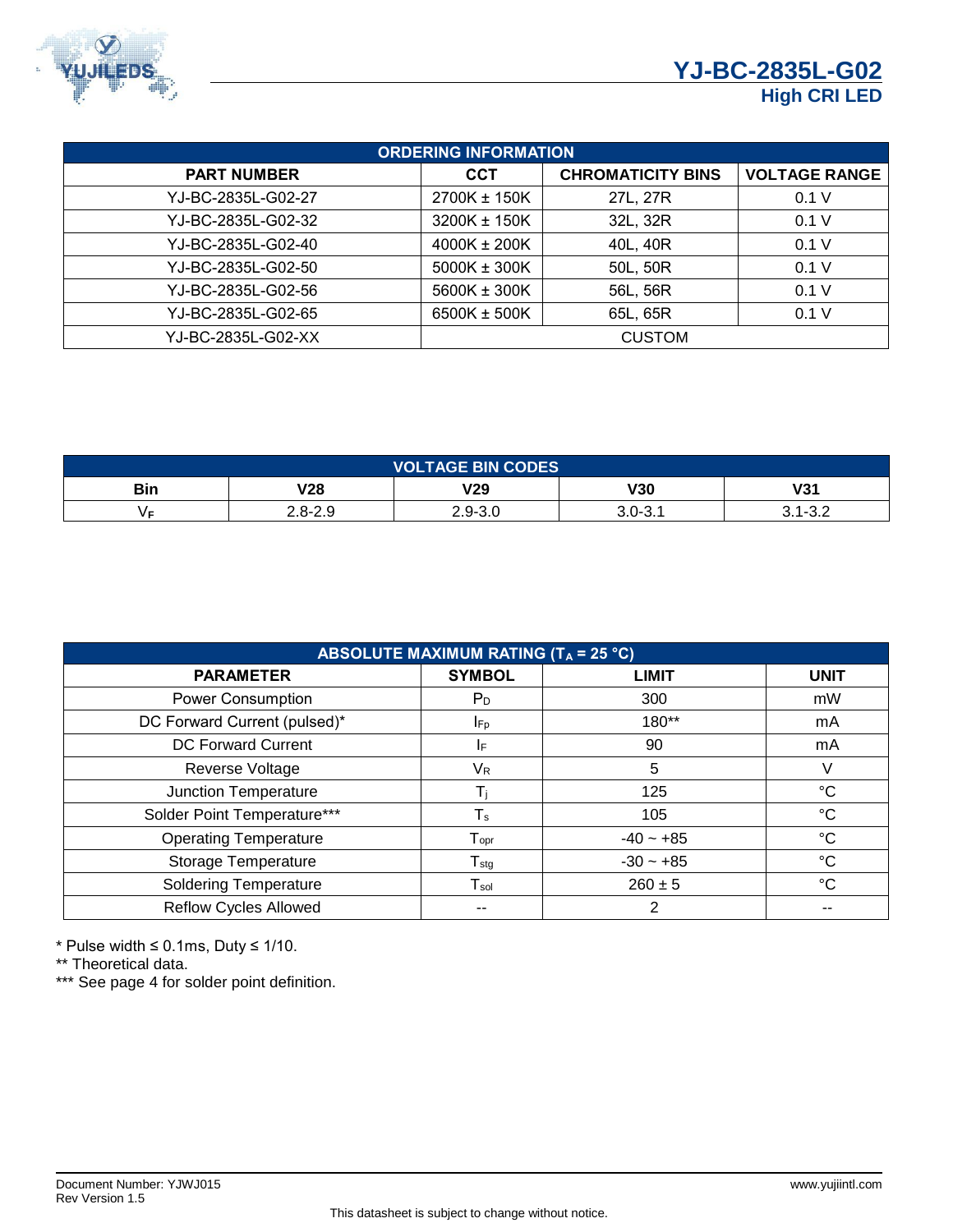| ORDERING INFORMATION | | | |
|---|---|---|---|
| **PART NUMBER** | **CCT** | **CHROMATICITY BINS** | **VOLTAGE RANGE** |
| YJ-BC-2835L-G02-27 | 2700K ± 150K | 27L, 27R | 0.1 V |
| YJ-BC-2835L-G02-32 | 3200K ± 150K | 32L, 32R | 0.1 V |
| YJ-BC-2835L-G02-40 | 4000K ± 200K | 40L, 40R | 0.1 V |
| YJ-BC-2835L-G02-50 | 5000K ± 300K | 50L, 50R | 0.1 V |
| YJ-BC-2835L-G02-56 | 5600K ± 300K | 56L, 56R | 0.1 V |
| YJ-BC-2835L-G02-65 | 6500K ± 500K | 65L, 65R | 0.1 V |
| YJ-BC-2835L-G02-XX | CUSTOM | | |

| VOLTAGE BIN CODES | | | | |
|---|---|---|---|---|
| **Bin** | **V28** | **V29** | **V30** | **V31** |
| $V_F$ | 2.8-2.9 | 2.9-3.0 | 3.0-3.1 | 3.1-3.2 |

| ABSOLUTE MAXIMUM RATING ($T_A$ = 25 °C) | | | |
|---|---|---|---|
| **PARAMETER** | **SYMBOL** | **LIMIT** | **UNIT** |
| Power Consumption | $P_D$ | 300 | mW |
| DC Forward Current (pulsed)* | $I_{Fp}$ | 180** | mA |
| DC Forward Current | $I_F$ | 90 | mA |
| Reverse Voltage | $V_R$ | 5 | V |
| Junction Temperature | $T_j$ | 125 | °C |
| Solder Point Temperature*** | $T_s$ | 105 | °C |
| Operating Temperature | $T_{opr}$ | -40 ~ +85 | °C |
| Storage Temperature | $T_{stg}$ | -30 ~ +85 | °C |
| Soldering Temperature | $T_{sol}$ | 260 ± 5 | °C |
| Reflow Cycles Allowed | -- | 2 | -- |

* Pulse width ≤ 0.1ms, Duty ≤ 1/10.
** Theoretical data.
*** See page 4 for solder point definition.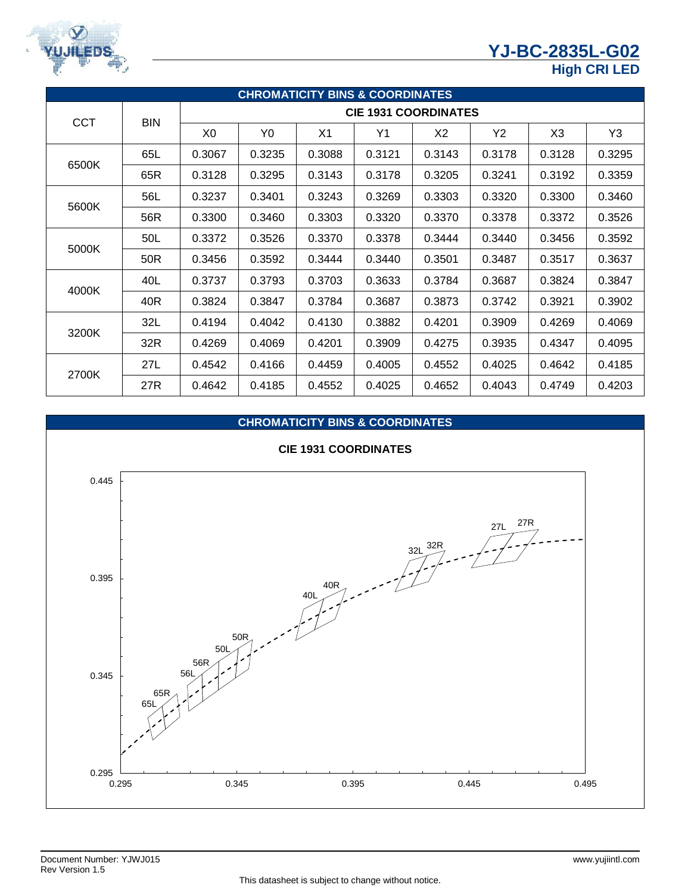## CHROMATICITY BINS & COORDINATES

| CCT | BIN | CIE 1931 COORDINATES | | | | | | | |
|---|---|---|---|---|---|---|---|---|---|
| | | X0 | Y0 | X1 | Y1 | X2 | Y2 | X3 | Y3 |
| 6500K | 65L | 0.3067 | 0.3235 | 0.3088 | 0.3121 | 0.3143 | 0.3178 | 0.3128 | 0.3295 |
| | 65R | 0.3128 | 0.3295 | 0.3143 | 0.3178 | 0.3205 | 0.3241 | 0.3192 | 0.3359 |
| 5600K | 56L | 0.3237 | 0.3401 | 0.3243 | 0.3269 | 0.3303 | 0.3320 | 0.3300 | 0.3460 |
| | 56R | 0.3300 | 0.3460 | 0.3303 | 0.3320 | 0.3370 | 0.3378 | 0.3372 | 0.3526 |
| 5000K | 50L | 0.3372 | 0.3526 | 0.3370 | 0.3378 | 0.3444 | 0.3440 | 0.3456 | 0.3592 |
| | 50R | 0.3456 | 0.3592 | 0.3444 | 0.3440 | 0.3501 | 0.3487 | 0.3517 | 0.3637 |
| 4000K | 40L | 0.3737 | 0.3793 | 0.3703 | 0.3633 | 0.3784 | 0.3687 | 0.3824 | 0.3847 |
| | 40R | 0.3824 | 0.3847 | 0.3784 | 0.3687 | 0.3873 | 0.3742 | 0.3921 | 0.3902 |
| 3200K | 32L | 0.4194 | 0.4042 | 0.4130 | 0.3882 | 0.4201 | 0.3909 | 0.4269 | 0.4069 |
| | 32R | 0.4269 | 0.4069 | 0.4201 | 0.3909 | 0.4275 | 0.3935 | 0.4347 | 0.4095 |
| 2700K | 27L | 0.4542 | 0.4166 | 0.4459 | 0.4005 | 0.4552 | 0.4025 | 0.4642 | 0.4185 |
| | 27R | 0.4642 | 0.4185 | 0.4552 | 0.4025 | 0.4652 | 0.4043 | 0.4749 | 0.4203 |

## CHROMATICITY BINS & COORDINATES

**CIE 1931 COORDINATES**

Document Number: YJWJ015
Rev Version 1.5

www.yujiintl.com

This datasheet is subject to change without notice.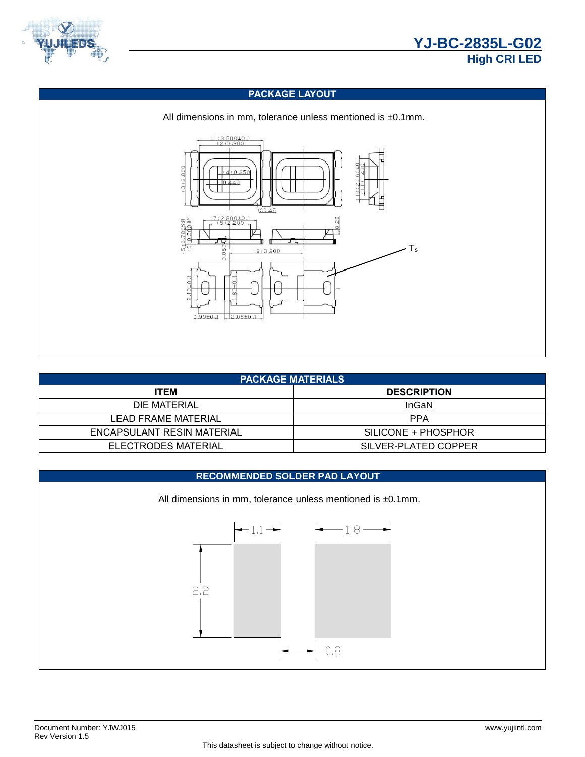## PACKAGE LAYOUT

All dimensions in mm, tolerance unless mentioned is ±0.1mm.

## PACKAGE MATERIALS

| ITEM | DESCRIPTION |
|---|---|
| DIE MATERIAL | InGaN |
| LEAD FRAME MATERIAL | PPA |
| ENCAPSULANT RESIN MATERIAL | SILICONE + PHOSPHOR |
| ELECTRODES MATERIAL | SILVER-PLATED COPPER |

## RECOMMENDED SOLDER PAD LAYOUT

All dimensions in mm, tolerance unless mentioned is ±0.1mm.

Document Number: YJWJ015
Rev Version 1.5

This datasheet is subject to change without notice.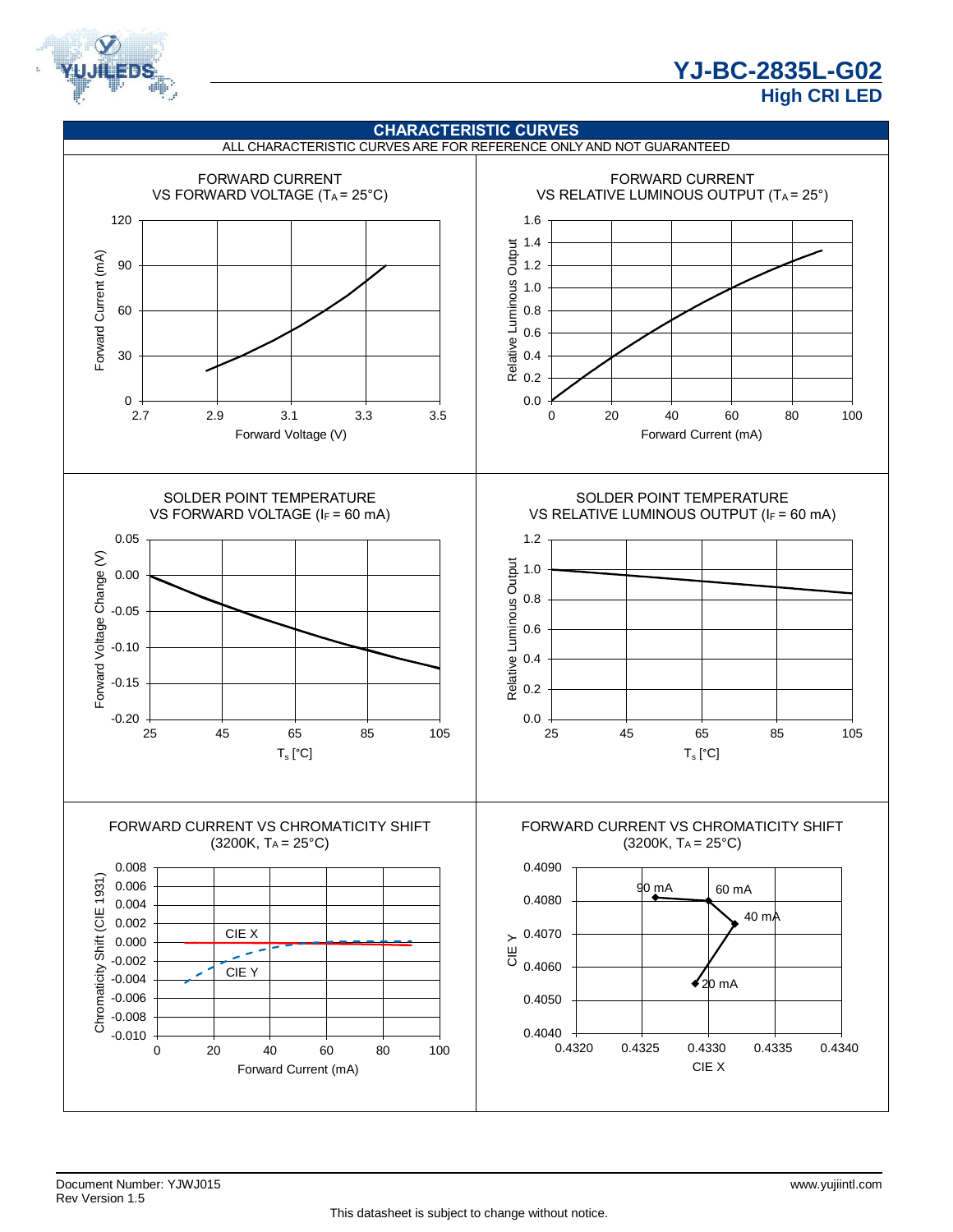## CHARACTERISTIC CURVES

ALL CHARACTERISTIC CURVES ARE FOR REFERENCE ONLY AND NOT GUARANTEED

FORWARD CURRENT VS FORWARD VOLTAGE ($T_A$ = 25°C)

FORWARD CURRENT VS RELATIVE LUMINOUS OUTPUT ($T_A$ = 25°)

SOLDER POINT TEMPERATURE VS FORWARD VOLTAGE ($I_F$ = 60 mA)

SOLDER POINT TEMPERATURE VS RELATIVE LUMINOUS OUTPUT ($I_F$ = 60 mA)

FORWARD CURRENT VS CHROMATICITY SHIFT (3200K, $T_A$ = 25°C)

FORWARD CURRENT VS CHROMATICITY SHIFT (3200K, $T_A$ = 25°C)

Document Number: YJWJ015
Rev Version 1.5

www.yujiintl.com

This datasheet is subject to change without notice.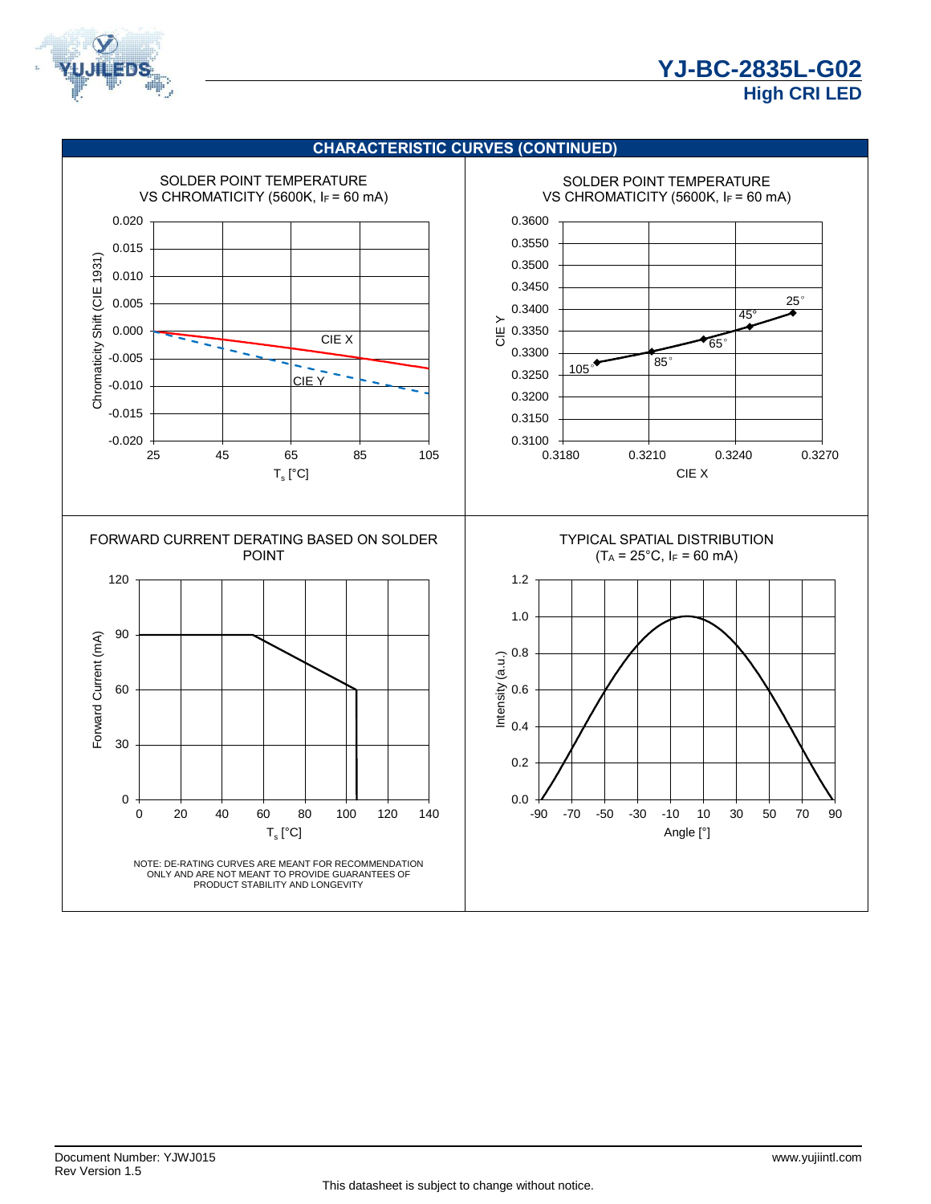## CHARACTERISTIC CURVES (CONTINUED)

SOLDER POINT TEMPERATURE VS CHROMATICITY (5600K, $I_F$ = 60 mA)

SOLDER POINT TEMPERATURE VS CHROMATICITY (5600K, $I_F$ = 60 mA)

FORWARD CURRENT DERATING BASED ON SOLDER POINT

NOTE: DE-RATING CURVES ARE MEANT FOR RECOMMENDATION ONLY AND ARE NOT MEANT TO PROVIDE GUARANTEES OF PRODUCT STABILITY AND LONGEVITY

TYPICAL SPATIAL DISTRIBUTION ($T_A$ = 25°C, $I_F$ = 60 mA)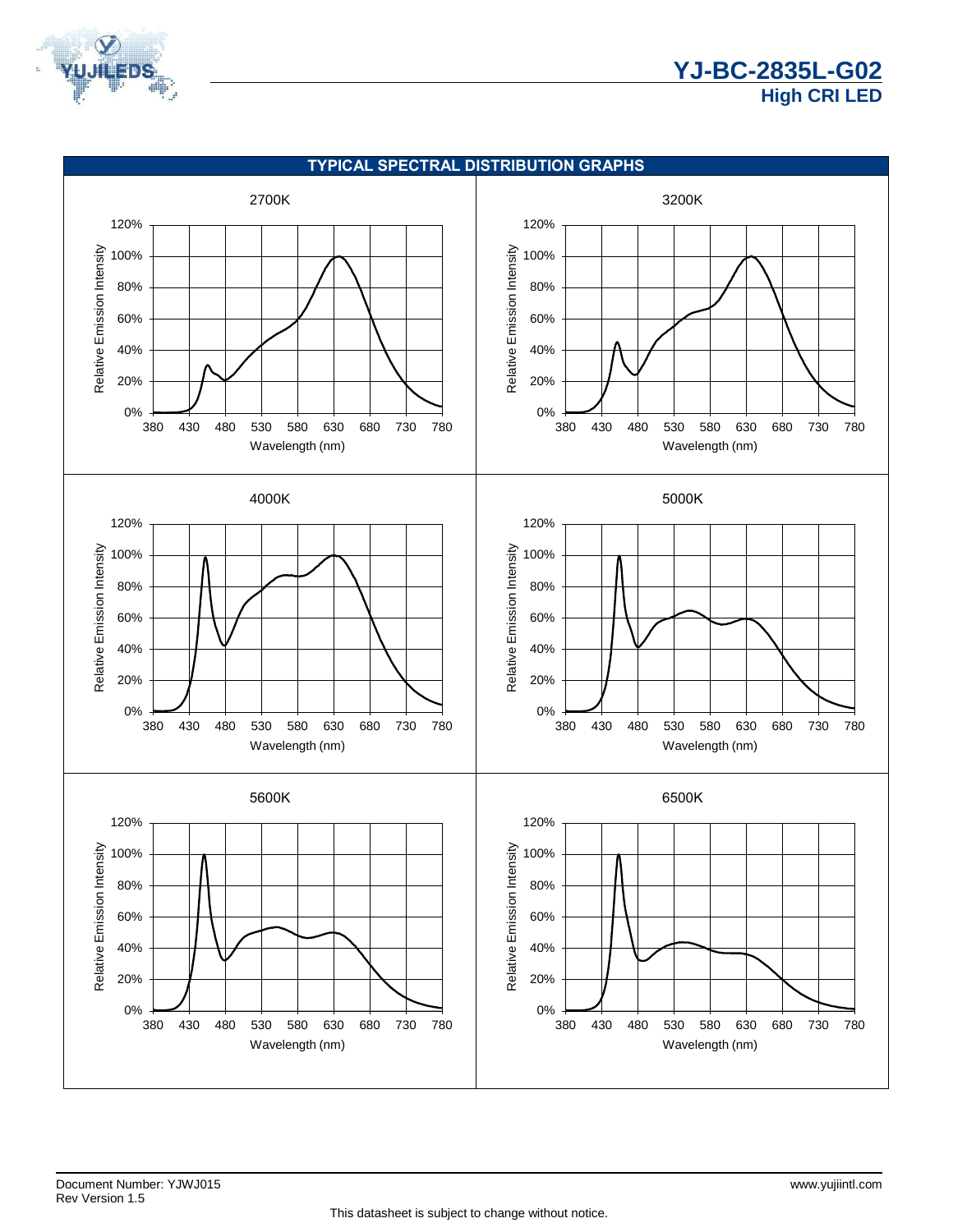## TYPICAL SPECTRAL DISTRIBUTION GRAPHS

2700K

3200K

4000K

5000K

5600K

6500K

Relative Emission Intensity

Wavelength (nm)

This datasheet is subject to change without notice.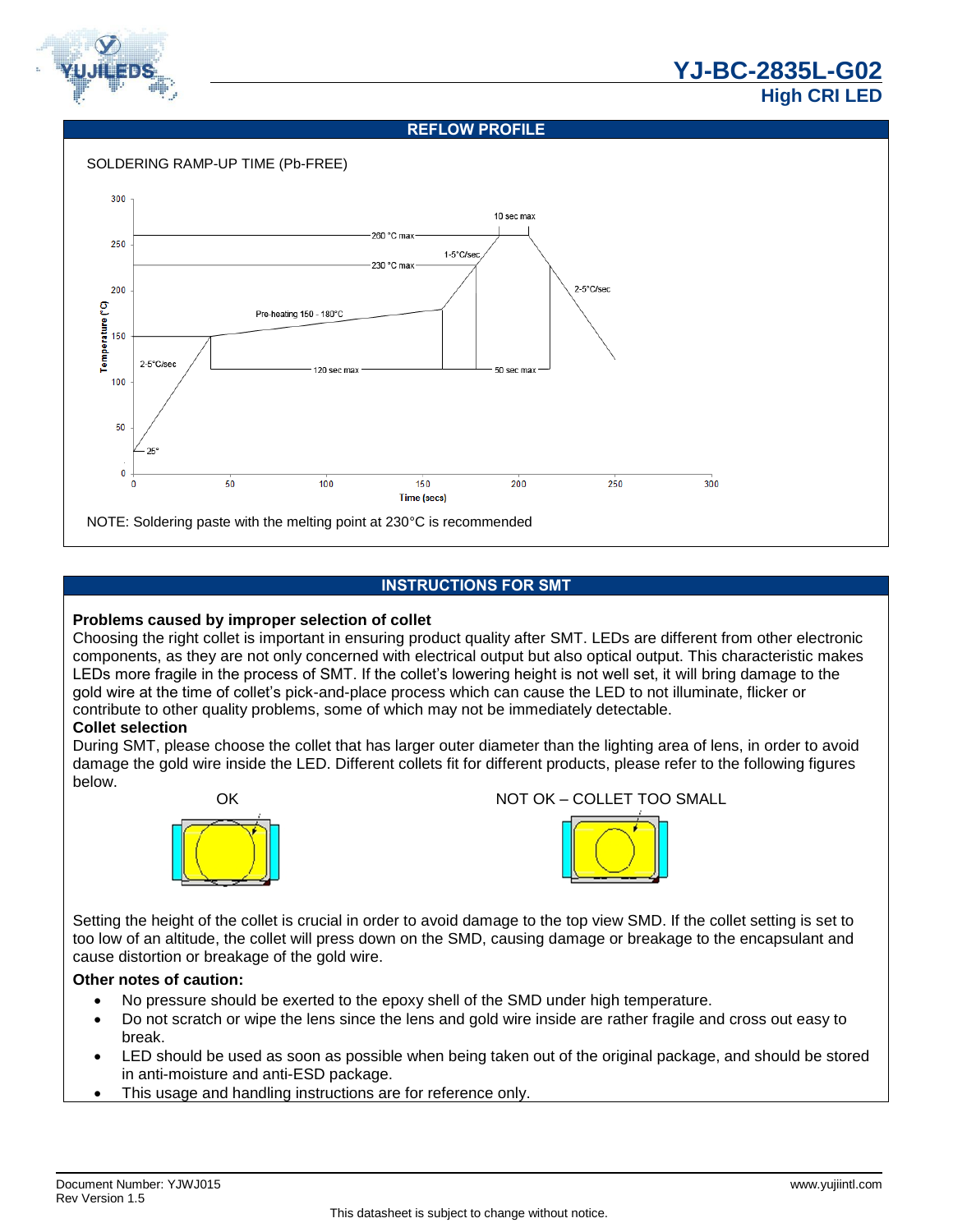## REFLOW PROFILE

SOLDERING RAMP-UP TIME (Pb-FREE)

NOTE: Soldering paste with the melting point at 230°C is recommended

## INSTRUCTIONS FOR SMT

**Problems caused by improper selection of collet**

Choosing the right collet is important in ensuring product quality after SMT. LEDs are different from other electronic components, as they are not only concerned with electrical output but also optical output. This characteristic makes LEDs more fragile in the process of SMT. If the collet's lowering height is not well set, it will bring damage to the gold wire at the time of collet's pick-and-place process which can cause the LED to not illuminate, flicker or contribute to other quality problems, some of which may not be immediately detectable.

**Collet selection**

During SMT, please choose the collet that has larger outer diameter than the lighting area of lens, in order to avoid damage the gold wire inside the LED. Different collets fit for different products, please refer to the following figures below.

OK

NOT OK – COLLET TOO SMALL

Setting the height of the collet is crucial in order to avoid damage to the top view SMD. If the collet setting is set to too low of an altitude, the collet will press down on the SMD, causing damage or breakage to the encapsulant and cause distortion or breakage of the gold wire.

**Other notes of caution:**

- No pressure should be exerted to the epoxy shell of the SMD under high temperature.
- Do not scratch or wipe the lens since the lens and gold wire inside are rather fragile and cross out easy to break.
- LED should be used as soon as possible when being taken out of the original package, and should be stored in anti-moisture and anti-ESD package.
- This usage and handling instructions are for reference only.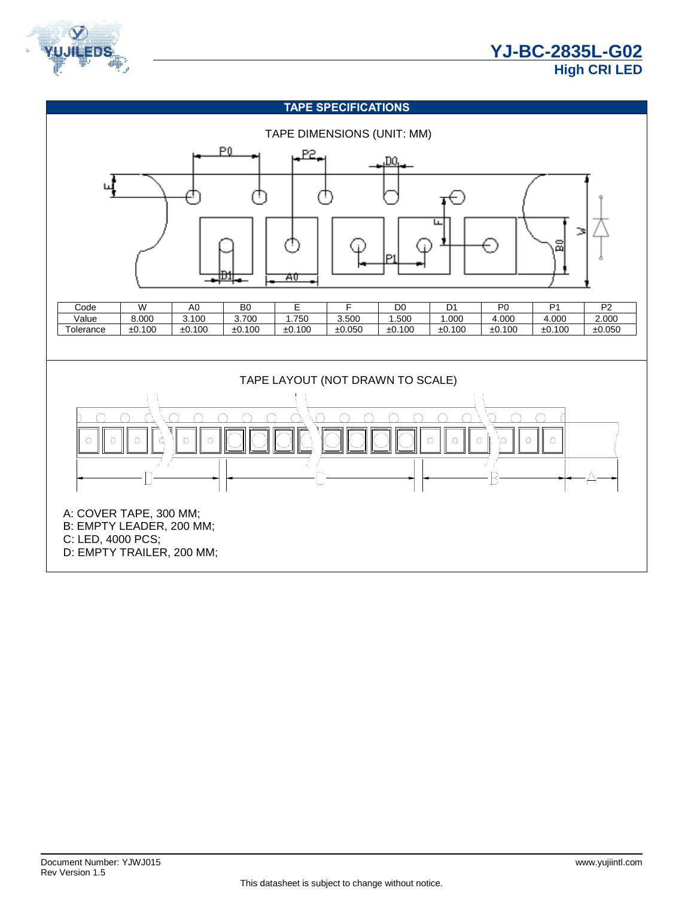## TAPE SPECIFICATIONS

TAPE DIMENSIONS (UNIT: MM)

| Code | W | A0 | B0 | E | F | D0 | D1 | P0 | P1 | P2 |
|---|---|---|---|---|---|---|---|---|---|---|
| Value | 8.000 | 3.100 | 3.700 | 1.750 | 3.500 | 1.500 | 1.000 | 4.000 | 4.000 | 2.000 |
| Tolerance | ±0.100 | ±0.100 | ±0.100 | ±0.100 | ±0.050 | ±0.100 | ±0.100 | ±0.100 | ±0.100 | ±0.050 |

TAPE LAYOUT (NOT DRAWN TO SCALE)

A: COVER TAPE, 300 MM;
B: EMPTY LEADER, 200 MM;
C: LED, 4000 PCS;
D: EMPTY TRAILER, 200 MM;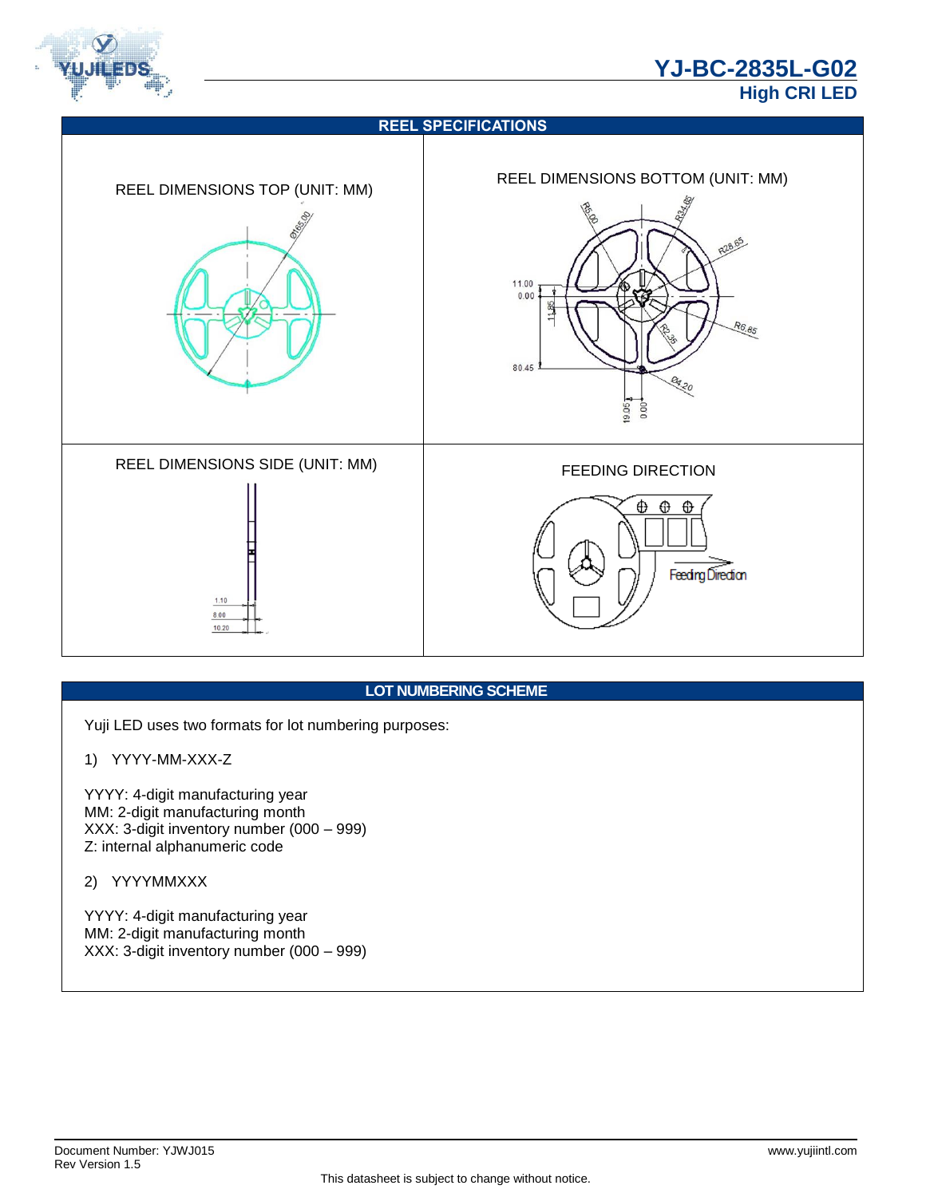## REEL SPECIFICATIONS

| REEL DIMENSIONS TOP (UNIT: MM) | REEL DIMENSIONS BOTTOM (UNIT: MM) |
|---|---|
| REEL DIMENSIONS SIDE (UNIT: MM) | FEEDING DIRECTION |

## LOT NUMBERING SCHEME

Yuji LED uses two formats for lot numbering purposes:

1) YYYY-MM-XXX-Z

YYYY: 4-digit manufacturing year
MM: 2-digit manufacturing month
XXX: 3-digit inventory number (000 – 999)
Z: internal alphanumeric code

2) YYYYMMXXX

YYYY: 4-digit manufacturing year
MM: 2-digit manufacturing month
XXX: 3-digit inventory number (000 – 999)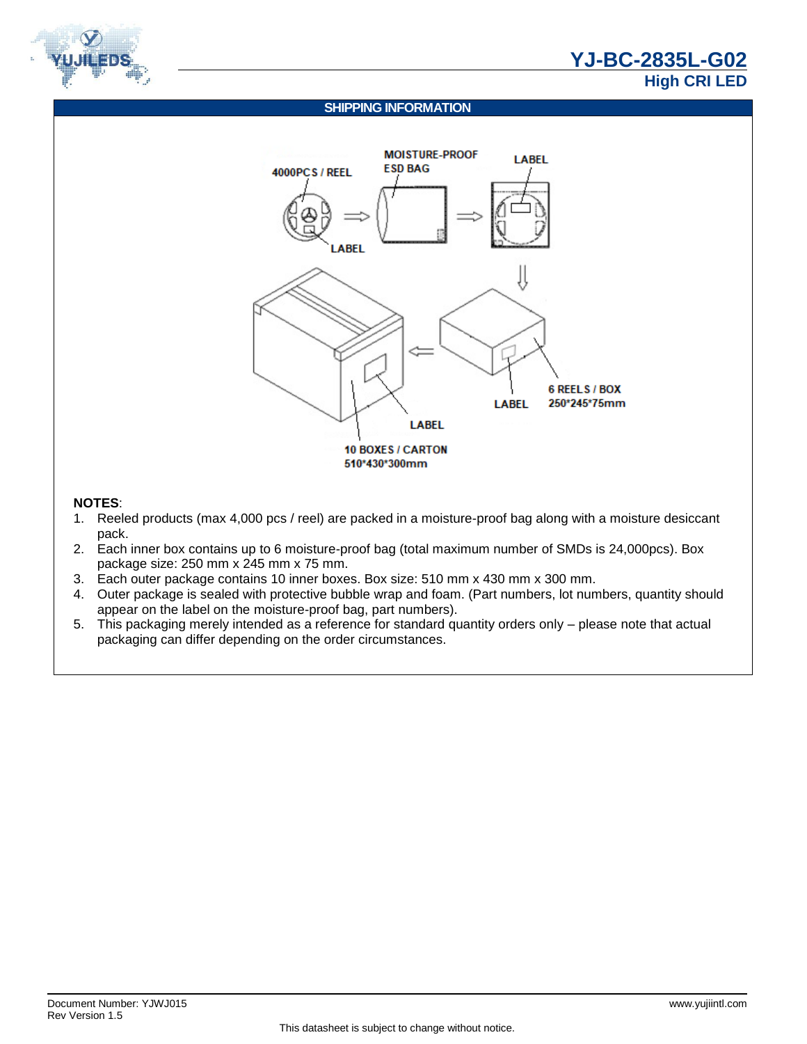## SHIPPING INFORMATION

4000PCS / REEL

LABEL

MOISTURE-PROOF ESD BAG

LABEL

6 REELS / BOX
250*245*75mm

LABEL

10 BOXES / CARTON
510*430*300mm

LABEL

**NOTES**:

1. Reeled products (max 4,000 pcs / reel) are packed in a moisture-proof bag along with a moisture desiccant pack.
2. Each inner box contains up to 6 moisture-proof bag (total maximum number of SMDs is 24,000pcs). Box package size: 250 mm x 245 mm x 75 mm.
3. Each outer package contains 10 inner boxes. Box size: 510 mm x 430 mm x 300 mm.
4. Outer package is sealed with protective bubble wrap and foam. (Part numbers, lot numbers, quantity should appear on the label on the moisture-proof bag, part numbers).
5. This packaging merely intended as a reference for standard quantity orders only – please note that actual packaging can differ depending on the order circumstances.